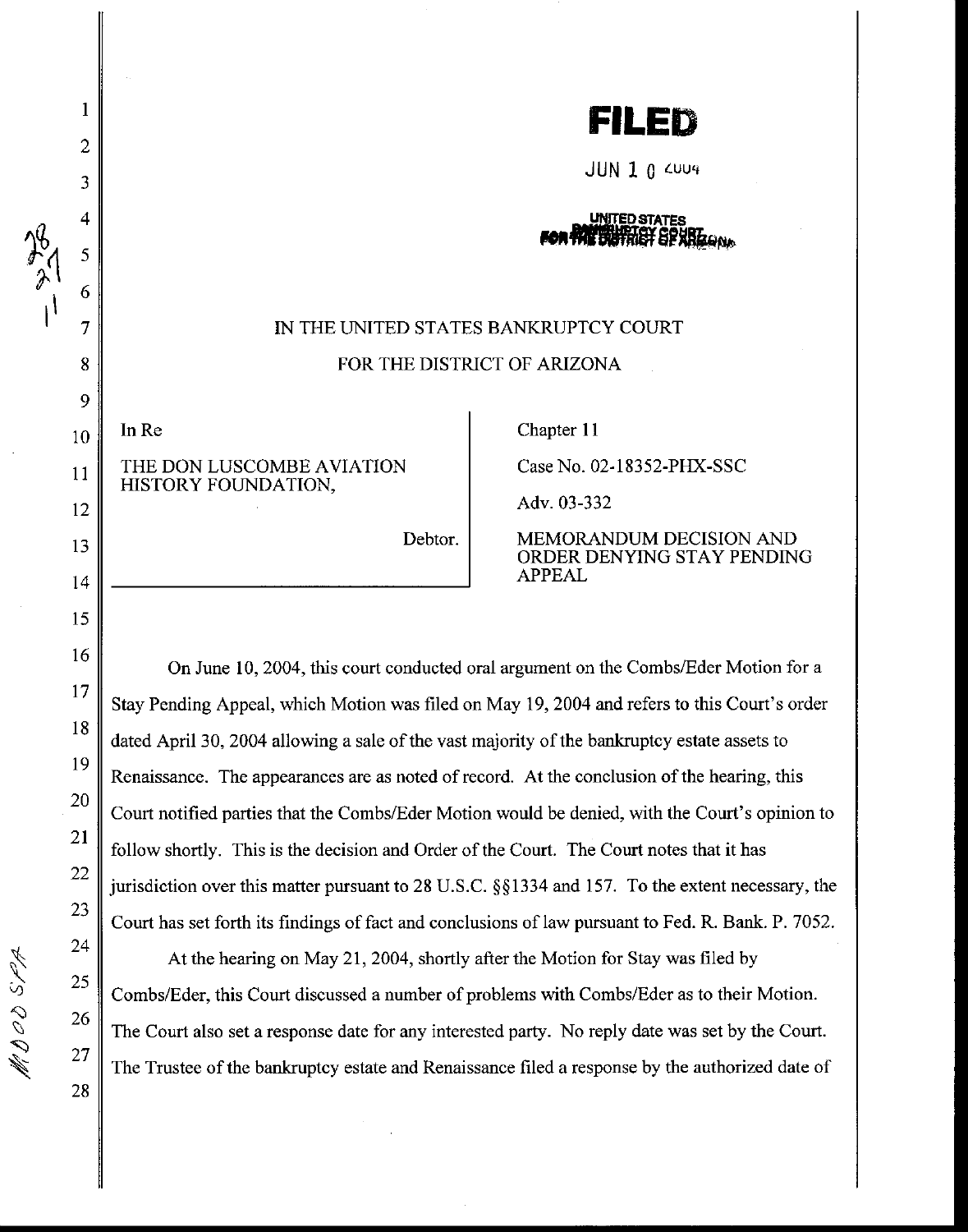**FILED**

JUN 1 0 2004

UNITED STATES BANKRUPTCY COURT FOR THE DISTRICT OF ARIZONA

IN THE UNITED STATES BANKRUPTCY COURT

FOR THE DISTRICT OF ARIZONA

| | |
|---|---|
| In Re<br><br>THE DON LUSCOMBE AVIATION HISTORY FOUNDATION,<br><br>Debtor. | Chapter 11<br><br>Case No. 02-18352-PHX-SSC<br><br>Adv. 03-332<br><br>MEMORANDUM DECISION AND ORDER DENYING STAY PENDING APPEAL |

On June 10, 2004, this court conducted oral argument on the Combs/Eder Motion for a Stay Pending Appeal, which Motion was filed on May 19, 2004 and refers to this Court's order dated April 30, 2004 allowing a sale of the vast majority of the bankruptcy estate assets to Renaissance. The appearances are as noted of record. At the conclusion of the hearing, this Court notified parties that the Combs/Eder Motion would be denied, with the Court's opinion to follow shortly. This is the decision and Order of the Court. The Court notes that it has jurisdiction over this matter pursuant to 28 U.S.C. §§1334 and 157. To the extent necessary, the Court has set forth its findings of fact and conclusions of law pursuant to Fed. R. Bank. P. 7052.

At the hearing on May 21, 2004, shortly after the Motion for Stay was filed by Combs/Eder, this Court discussed a number of problems with Combs/Eder as to their Motion. The Court also set a response date for any interested party. No reply date was set by the Court. The Trustee of the bankruptcy estate and Renaissance filed a response by the authorized date of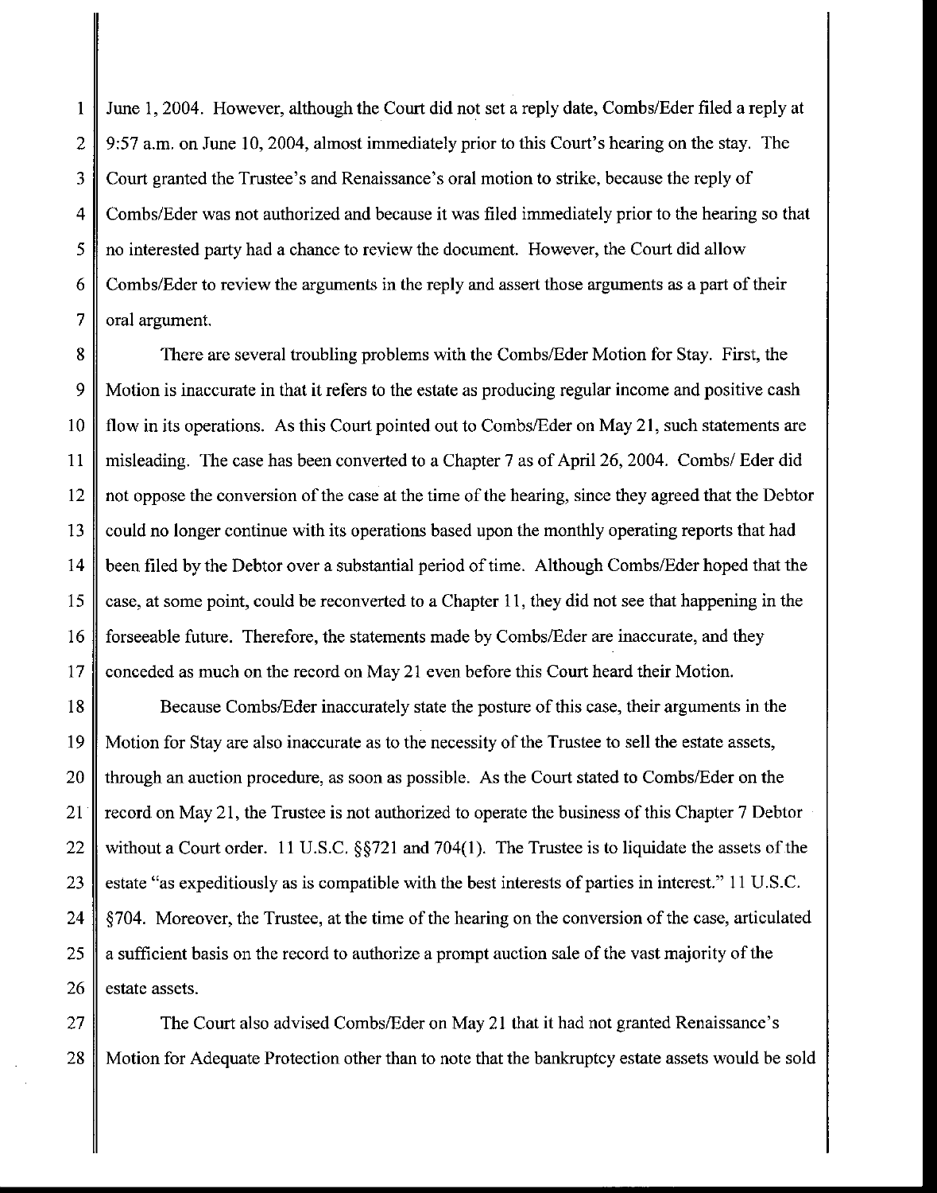June 1, 2004. However, although the Court did not set a reply date, Combs/Eder filed a reply at 9:57 a.m. on June 10, 2004, almost immediately prior to this Court's hearing on the stay. The Court granted the Trustee's and Renaissance's oral motion to strike, because the reply of Combs/Eder was not authorized and because it was filed immediately prior to the hearing so that no interested party had a chance to review the document. However, the Court did allow Combs/Eder to review the arguments in the reply and assert those arguments as a part of their oral argument.

There are several troubling problems with the Combs/Eder Motion for Stay. First, the Motion is inaccurate in that it refers to the estate as producing regular income and positive cash flow in its operations. As this Court pointed out to Combs/Eder on May 21, such statements are misleading. The case has been converted to a Chapter 7 as of April 26, 2004. Combs/ Eder did not oppose the conversion of the case at the time of the hearing, since they agreed that the Debtor could no longer continue with its operations based upon the monthly operating reports that had been filed by the Debtor over a substantial period of time. Although Combs/Eder hoped that the case, at some point, could be reconverted to a Chapter 11, they did not see that happening in the forseeable future. Therefore, the statements made by Combs/Eder are inaccurate, and they conceded as much on the record on May 21 even before this Court heard their Motion.

Because Combs/Eder inaccurately state the posture of this case, their arguments in the Motion for Stay are also inaccurate as to the necessity of the Trustee to sell the estate assets, through an auction procedure, as soon as possible. As the Court stated to Combs/Eder on the record on May 21, the Trustee is not authorized to operate the business of this Chapter 7 Debtor without a Court order. 11 U.S.C. §§721 and 704(1). The Trustee is to liquidate the assets of the estate "as expeditiously as is compatible with the best interests of parties in interest." 11 U.S.C. §704. Moreover, the Trustee, at the time of the hearing on the conversion of the case, articulated a sufficient basis on the record to authorize a prompt auction sale of the vast majority of the estate assets.

The Court also advised Combs/Eder on May 21 that it had not granted Renaissance's Motion for Adequate Protection other than to note that the bankruptcy estate assets would be sold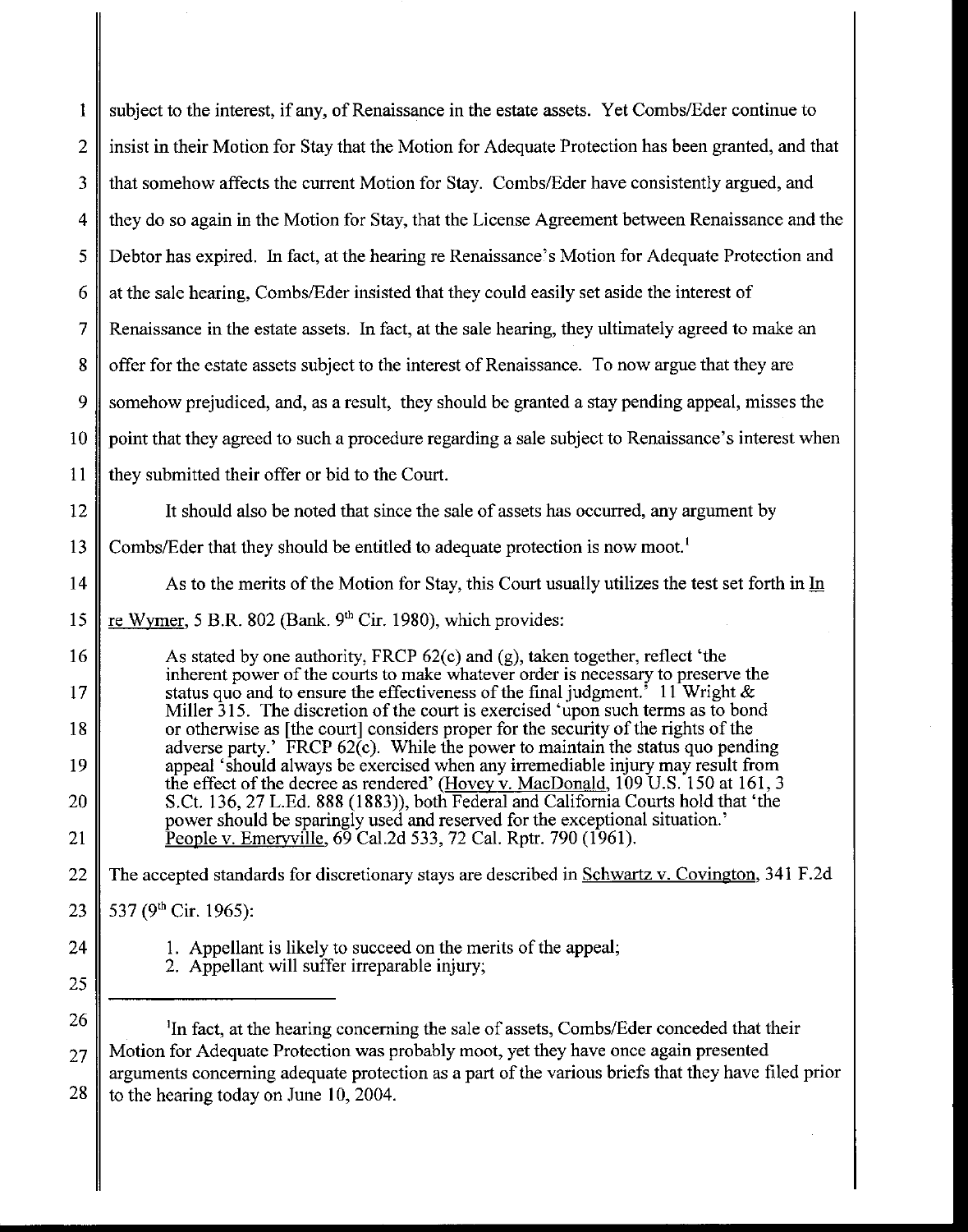subject to the interest, if any, of Renaissance in the estate assets. Yet Combs/Eder continue to insist in their Motion for Stay that the Motion for Adequate Protection has been granted, and that that somehow affects the current Motion for Stay. Combs/Eder have consistently argued, and they do so again in the Motion for Stay, that the License Agreement between Renaissance and the Debtor has expired. In fact, at the hearing re Renaissance's Motion for Adequate Protection and at the sale hearing, Combs/Eder insisted that they could easily set aside the interest of Renaissance in the estate assets. In fact, at the sale hearing, they ultimately agreed to make an offer for the estate assets subject to the interest of Renaissance. To now argue that they are somehow prejudiced, and, as a result, they should be granted a stay pending appeal, misses the point that they agreed to such a procedure regarding a sale subject to Renaissance's interest when they submitted their offer or bid to the Court.

It should also be noted that since the sale of assets has occurred, any argument by Combs/Eder that they should be entitled to adequate protection is now moot.[1]

As to the merits of the Motion for Stay, this Court usually utilizes the test set forth in In re Wymer, 5 B.R. 802 (Bank. 9th Cir. 1980), which provides:

> As stated by one authority, FRCP 62(c) and (g), taken together, reflect 'the inherent power of the courts to make whatever order is necessary to preserve the status quo and to ensure the effectiveness of the final judgment.' 11 Wright & Miller 315. The discretion of the court is exercised 'upon such terms as to bond or otherwise as [the court] considers proper for the security of the rights of the adverse party.' FRCP 62(c). While the power to maintain the status quo pending appeal 'should always be exercised when any irremediable injury may result from the effect of the decree as rendered' (Hovey v. MacDonald, 109 U.S. 150 at 161, 3 S.Ct. 136, 27 L.Ed. 888 (1883)), both Federal and California Courts hold that 'the power should be sparingly used and reserved for the exceptional situation.' People v. Emeryville, 69 Cal.2d 533, 72 Cal. Rptr. 790 (1961).

The accepted standards for discretionary stays are described in Schwartz v. Covington, 341 F.2d 537 (9th Cir. 1965):

> 1. Appellant is likely to succeed on the merits of the appeal;
> 2. Appellant will suffer irreparable injury;

---

[1] In fact, at the hearing concerning the sale of assets, Combs/Eder conceded that their Motion for Adequate Protection was probably moot, yet they have once again presented arguments concerning adequate protection as a part of the various briefs that they have filed prior to the hearing today on June 10, 2004.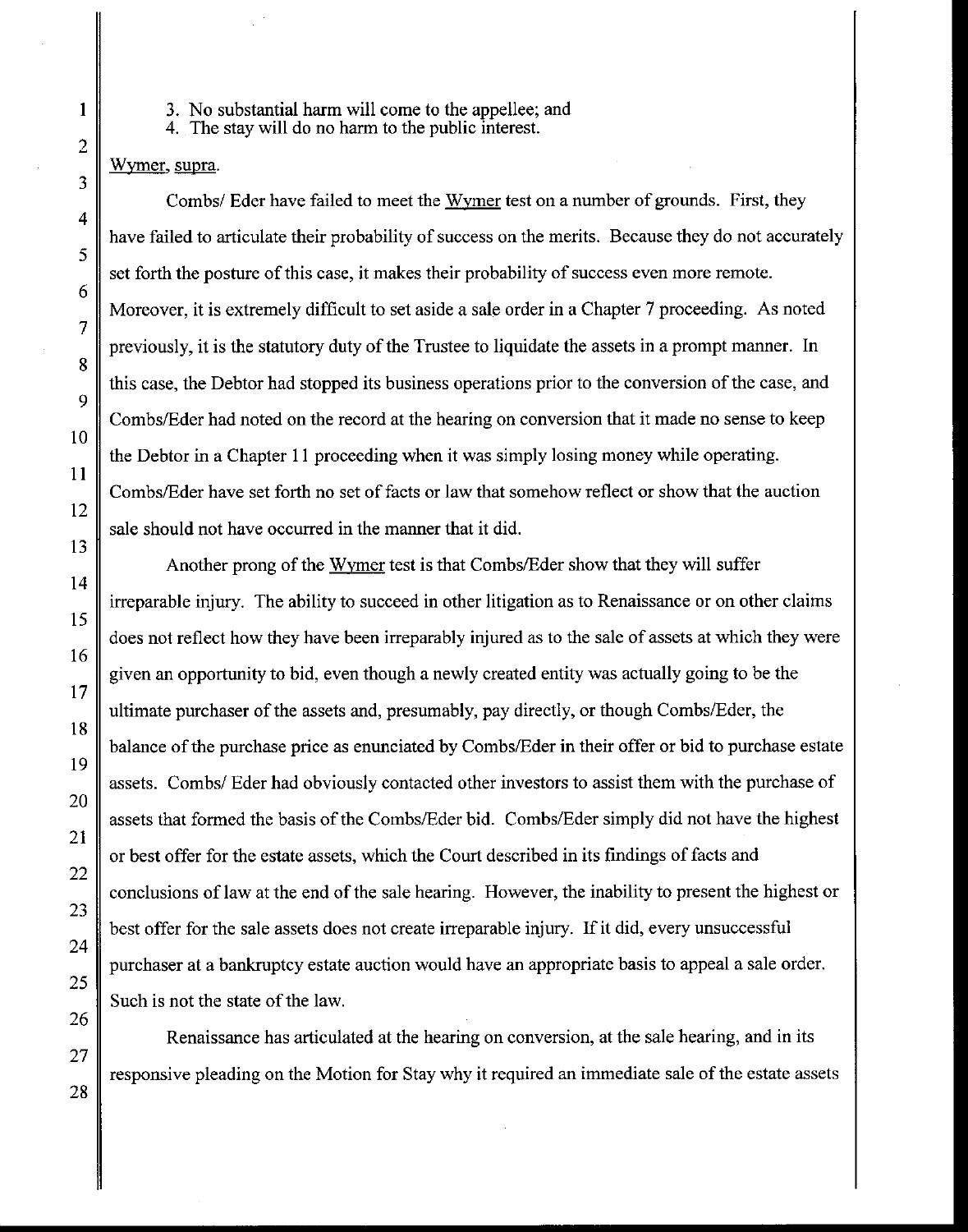3. No substantial harm will come to the appellee; and
4. The stay will do no harm to the public interest.

Wymer, supra.

Combs/ Eder have failed to meet the Wymer test on a number of grounds. First, they have failed to articulate their probability of success on the merits. Because they do not accurately set forth the posture of this case, it makes their probability of success even more remote. Moreover, it is extremely difficult to set aside a sale order in a Chapter 7 proceeding. As noted previously, it is the statutory duty of the Trustee to liquidate the assets in a prompt manner. In this case, the Debtor had stopped its business operations prior to the conversion of the case, and Combs/Eder had noted on the record at the hearing on conversion that it made no sense to keep the Debtor in a Chapter 11 proceeding when it was simply losing money while operating. Combs/Eder have set forth no set of facts or law that somehow reflect or show that the auction sale should not have occurred in the manner that it did.

Another prong of the Wymer test is that Combs/Eder show that they will suffer irreparable injury. The ability to succeed in other litigation as to Renaissance or on other claims does not reflect how they have been irreparably injured as to the sale of assets at which they were given an opportunity to bid, even though a newly created entity was actually going to be the ultimate purchaser of the assets and, presumably, pay directly, or though Combs/Eder, the balance of the purchase price as enunciated by Combs/Eder in their offer or bid to purchase estate assets. Combs/ Eder had obviously contacted other investors to assist them with the purchase of assets that formed the basis of the Combs/Eder bid. Combs/Eder simply did not have the highest or best offer for the estate assets, which the Court described in its findings of facts and conclusions of law at the end of the sale hearing. However, the inability to present the highest or best offer for the sale assets does not create irreparable injury. If it did, every unsuccessful purchaser at a bankruptcy estate auction would have an appropriate basis to appeal a sale order. Such is not the state of the law.

Renaissance has articulated at the hearing on conversion, at the sale hearing, and in its responsive pleading on the Motion for Stay why it required an immediate sale of the estate assets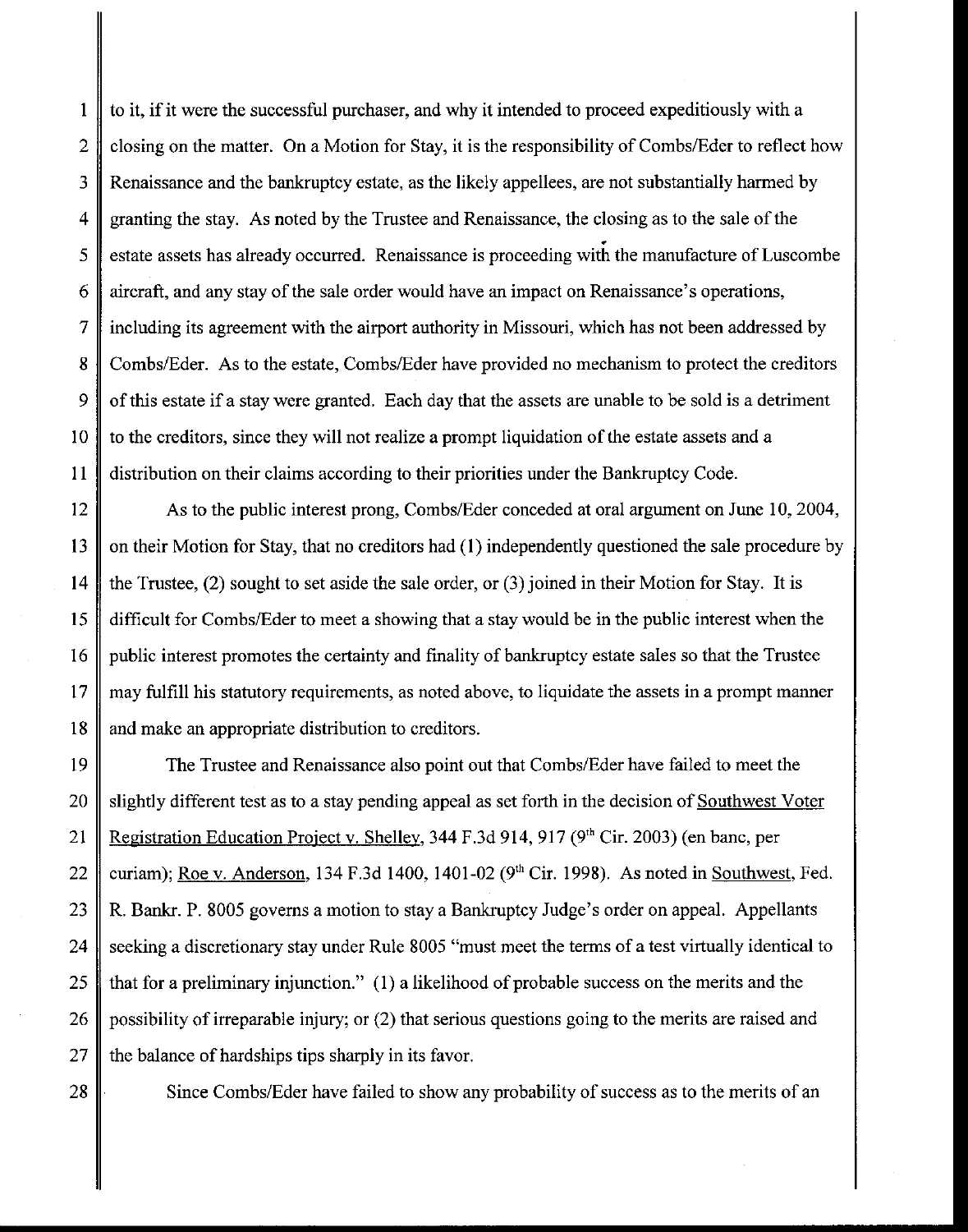to it, if it were the successful purchaser, and why it intended to proceed expeditiously with a closing on the matter. On a Motion for Stay, it is the responsibility of Combs/Eder to reflect how Renaissance and the bankruptcy estate, as the likely appellees, are not substantially harmed by granting the stay. As noted by the Trustee and Renaissance, the closing as to the sale of the estate assets has already occurred. Renaissance is proceeding with the manufacture of Luscombe aircraft, and any stay of the sale order would have an impact on Renaissance's operations, including its agreement with the airport authority in Missouri, which has not been addressed by Combs/Eder. As to the estate, Combs/Eder have provided no mechanism to protect the creditors of this estate if a stay were granted. Each day that the assets are unable to be sold is a detriment to the creditors, since they will not realize a prompt liquidation of the estate assets and a distribution on their claims according to their priorities under the Bankruptcy Code.

As to the public interest prong, Combs/Eder conceded at oral argument on June 10, 2004, on their Motion for Stay, that no creditors had (1) independently questioned the sale procedure by the Trustee, (2) sought to set aside the sale order, or (3) joined in their Motion for Stay. It is difficult for Combs/Eder to meet a showing that a stay would be in the public interest when the public interest promotes the certainty and finality of bankruptcy estate sales so that the Trustee may fulfill his statutory requirements, as noted above, to liquidate the assets in a prompt manner and make an appropriate distribution to creditors.

The Trustee and Renaissance also point out that Combs/Eder have failed to meet the slightly different test as to a stay pending appeal as set forth in the decision of Southwest Voter Registration Education Project v. Shelley, 344 F.3d 914, 917 (9th Cir. 2003) (en banc, per curiam); Roe v. Anderson, 134 F.3d 1400, 1401-02 (9th Cir. 1998). As noted in Southwest, Fed. R. Bankr. P. 8005 governs a motion to stay a Bankruptcy Judge's order on appeal. Appellants seeking a discretionary stay under Rule 8005 "must meet the terms of a test virtually identical to that for a preliminary injunction." (1) a likelihood of probable success on the merits and the possibility of irreparable injury; or (2) that serious questions going to the merits are raised and the balance of hardships tips sharply in its favor.

Since Combs/Eder have failed to show any probability of success as to the merits of an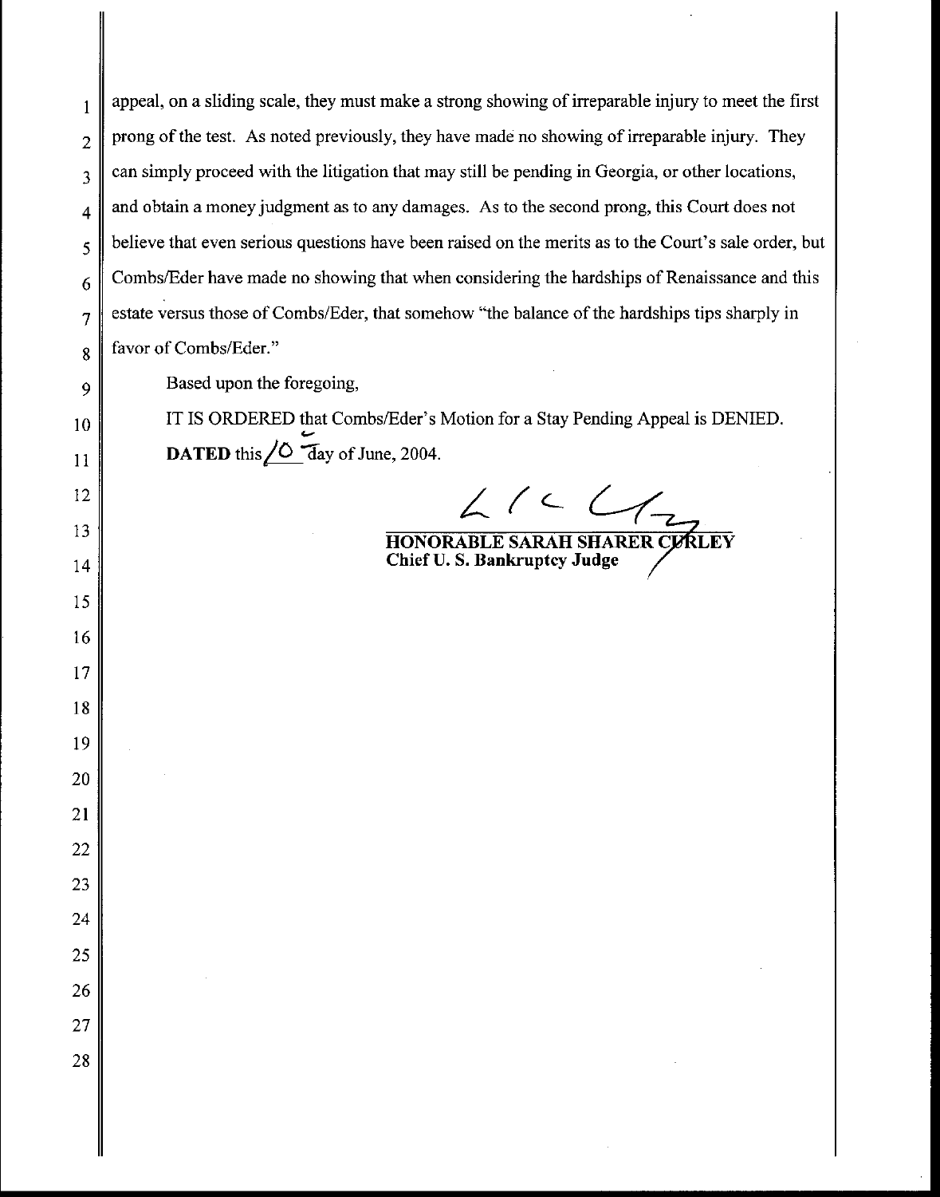appeal, on a sliding scale, they must make a strong showing of irreparable injury to meet the first prong of the test. As noted previously, they have made no showing of irreparable injury. They can simply proceed with the litigation that may still be pending in Georgia, or other locations, and obtain a money judgment as to any damages. As to the second prong, this Court does not believe that even serious questions have been raised on the merits as to the Court's sale order, but Combs/Eder have made no showing that when considering the hardships of Renaissance and this estate versus those of Combs/Eder, that somehow "the balance of the hardships tips sharply in favor of Combs/Eder."

Based upon the foregoing,

IT IS ORDERED that Combs/Eder's Motion for a Stay Pending Appeal is DENIED.

**DATED** this 10 day of June, 2004.

**HONORABLE SARAH SHARER CURLEY**
**Chief U. S. Bankruptcy Judge**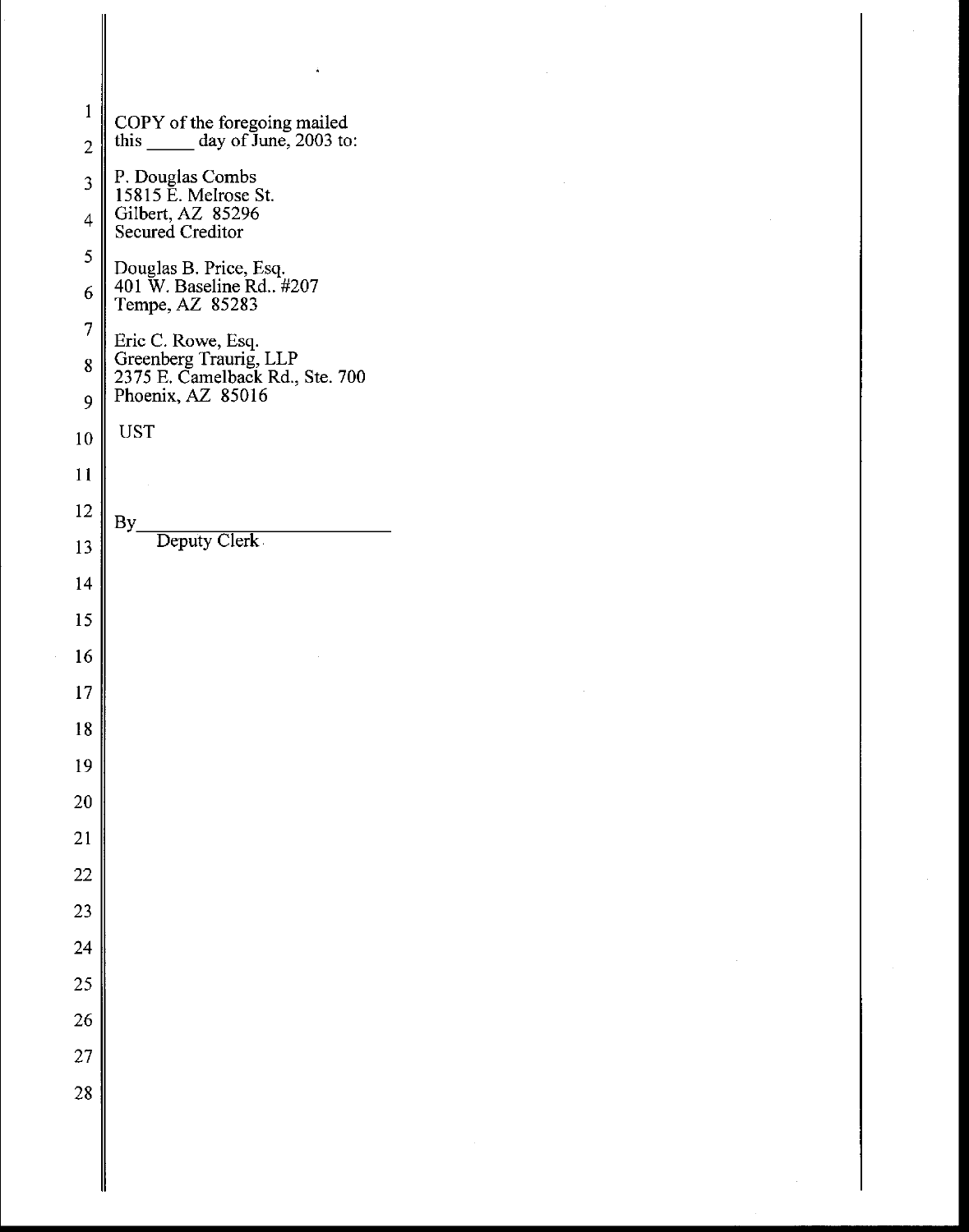COPY of the foregoing mailed
this _____ day of June, 2003 to:

P. Douglas Combs
15815 E. Melrose St.
Gilbert, AZ 85296
Secured Creditor

Douglas B. Price, Esq.
401 W. Baseline Rd.. #207
Tempe, AZ 85283

Eric C. Rowe, Esq.
Greenberg Traurig, LLP
2375 E. Camelback Rd., Ste. 700
Phoenix, AZ 85016

UST

By_________________________
Deputy Clerk